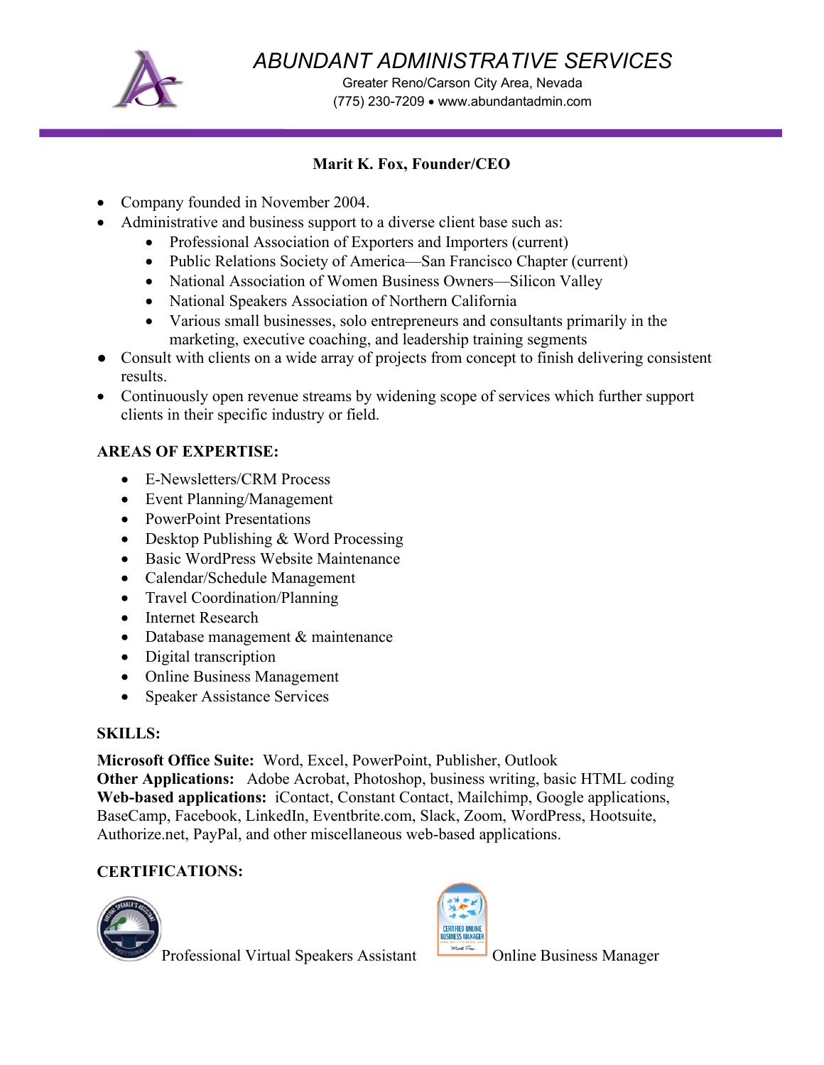# *ABUNDANT ADMINISTRATIVE SERVICES*

Greater Reno/Carson City Area, Nevada
(775) 230-7209 • www.abundantadmin.com

## Marit K. Fox, Founder/CEO

- Company founded in November 2004.
- Administrative and business support to a diverse client base such as:
  - Professional Association of Exporters and Importers (current)
  - Public Relations Society of America—San Francisco Chapter (current)
  - National Association of Women Business Owners—Silicon Valley
  - National Speakers Association of Northern California
  - Various small businesses, solo entrepreneurs and consultants primarily in the marketing, executive coaching, and leadership training segments
- Consult with clients on a wide array of projects from concept to finish delivering consistent results.
- Continuously open revenue streams by widening scope of services which further support clients in their specific industry or field.

### AREAS OF EXPERTISE:

- E-Newsletters/CRM Process
- Event Planning/Management
- PowerPoint Presentations
- Desktop Publishing & Word Processing
- Basic WordPress Website Maintenance
- Calendar/Schedule Management
- Travel Coordination/Planning
- Internet Research
- Database management & maintenance
- Digital transcription
- Online Business Management
- Speaker Assistance Services

### SKILLS:

**Microsoft Office Suite:** Word, Excel, PowerPoint, Publisher, Outlook
**Other Applications:** Adobe Acrobat, Photoshop, business writing, basic HTML coding
**Web-based applications:** iContact, Constant Contact, Mailchimp, Google applications, BaseCamp, Facebook, LinkedIn, Eventbrite.com, Slack, Zoom, WordPress, Hootsuite, Authorize.net, PayPal, and other miscellaneous web-based applications.

### CERTIFICATIONS:

Professional Virtual Speakers Assistant

Online Business Manager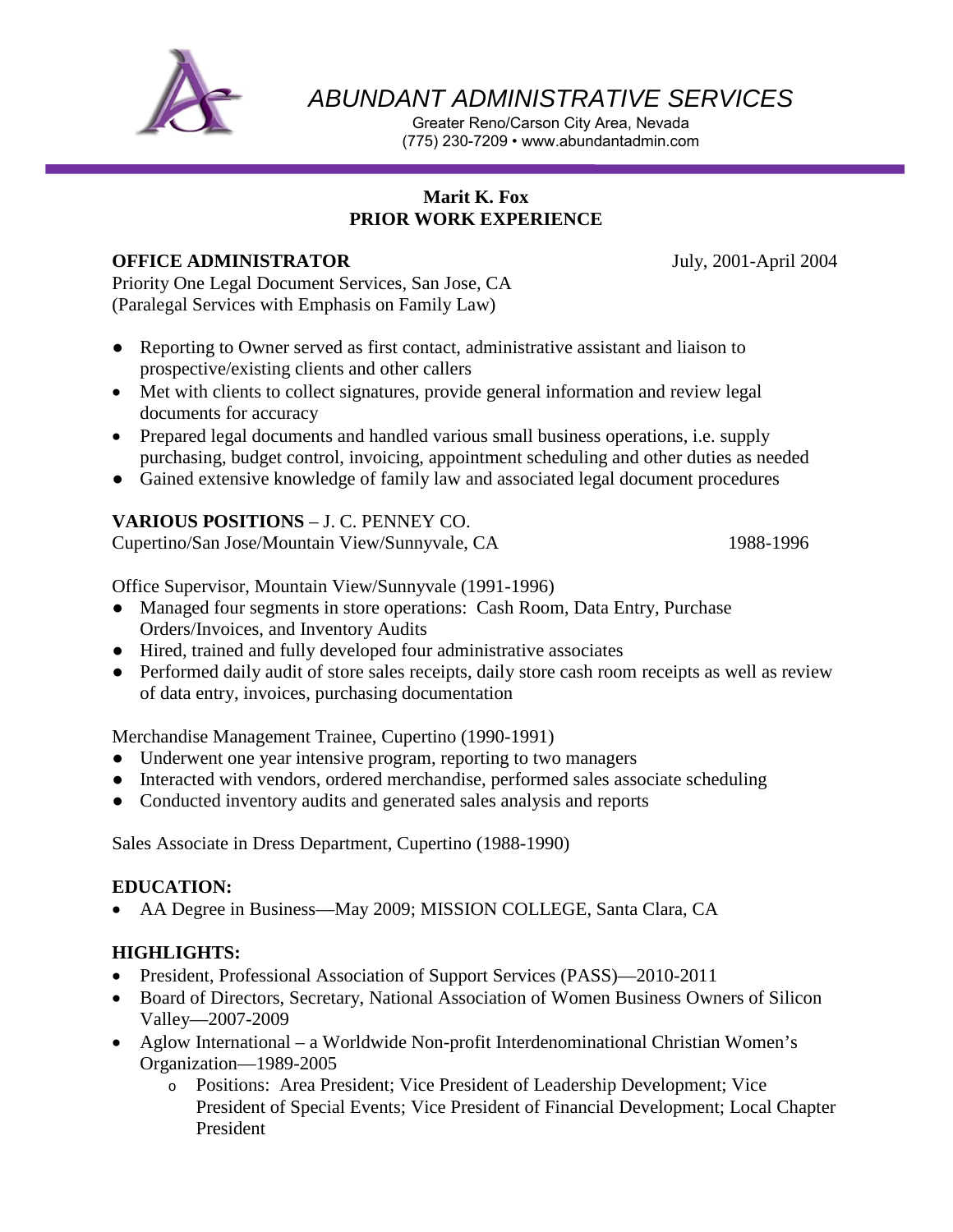# ABUNDANT ADMINISTRATIVE SERVICES

Greater Reno/Carson City Area, Nevada
(775) 230-7209 • www.abundantadmin.com

**Marit K. Fox**
**PRIOR WORK EXPERIENCE**

**OFFICE ADMINISTRATOR** July, 2001-April 2004
Priority One Legal Document Services, San Jose, CA
(Paralegal Services with Emphasis on Family Law)

- Reporting to Owner served as first contact, administrative assistant and liaison to prospective/existing clients and other callers
- Met with clients to collect signatures, provide general information and review legal documents for accuracy
- Prepared legal documents and handled various small business operations, i.e. supply purchasing, budget control, invoicing, appointment scheduling and other duties as needed
- Gained extensive knowledge of family law and associated legal document procedures

**VARIOUS POSITIONS** – J. C. PENNEY CO.
Cupertino/San Jose/Mountain View/Sunnyvale, CA 1988-1996

Office Supervisor, Mountain View/Sunnyvale (1991-1996)

- Managed four segments in store operations: Cash Room, Data Entry, Purchase Orders/Invoices, and Inventory Audits
- Hired, trained and fully developed four administrative associates
- Performed daily audit of store sales receipts, daily store cash room receipts as well as review of data entry, invoices, purchasing documentation

Merchandise Management Trainee, Cupertino (1990-1991)

- Underwent one year intensive program, reporting to two managers
- Interacted with vendors, ordered merchandise, performed sales associate scheduling
- Conducted inventory audits and generated sales analysis and reports

Sales Associate in Dress Department, Cupertino (1988-1990)

**EDUCATION:**

- AA Degree in Business—May 2009; MISSION COLLEGE, Santa Clara, CA

**HIGHLIGHTS:**

- President, Professional Association of Support Services (PASS)—2010-2011
- Board of Directors, Secretary, National Association of Women Business Owners of Silicon Valley—2007-2009
- Aglow International – a Worldwide Non-profit Interdenominational Christian Women's Organization—1989-2005
  - Positions: Area President; Vice President of Leadership Development; Vice President of Special Events; Vice President of Financial Development; Local Chapter President